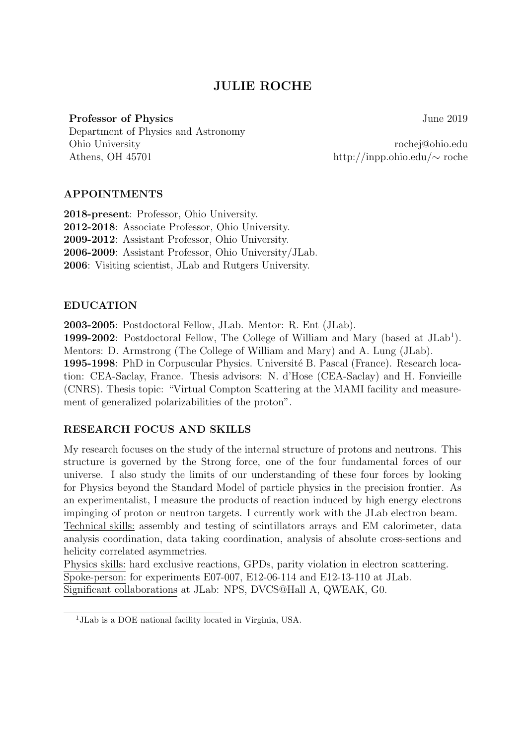# JULIE ROCHE

**Professor of Physics** June 2019
Department of Physics and Astronomy
Ohio University rochej@ohio.edu
Athens, OH 45701 http://inpp.ohio.edu/∼ roche

## APPOINTMENTS

**2018-present**: Professor, Ohio University.
**2012-2018**: Associate Professor, Ohio University.
**2009-2012**: Assistant Professor, Ohio University.
**2006-2009**: Assistant Professor, Ohio University/JLab.
**2006**: Visiting scientist, JLab and Rutgers University.

## EDUCATION

**2003-2005**: Postdoctoral Fellow, JLab. Mentor: R. Ent (JLab).
**1999-2002**: Postdoctoral Fellow, The College of William and Mary (based at JLab[1]). Mentors: D. Armstrong (The College of William and Mary) and A. Lung (JLab).
**1995-1998**: PhD in Corpuscular Physics. Université B. Pascal (France). Research location: CEA-Saclay, France. Thesis advisors: N. d'Hose (CEA-Saclay) and H. Fonvieille (CNRS). Thesis topic: "Virtual Compton Scattering at the MAMI facility and measurement of generalized polarizabilities of the proton".

## RESEARCH FOCUS AND SKILLS

My research focuses on the study of the internal structure of protons and neutrons. This structure is governed by the Strong force, one of the four fundamental forces of our universe. I also study the limits of our understanding of these four forces by looking for Physics beyond the Standard Model of particle physics in the precision frontier. As an experimentalist, I measure the products of reaction induced by high energy electrons impinging of proton or neutron targets. I currently work with the JLab electron beam.
Technical skills: assembly and testing of scintillators arrays and EM calorimeter, data analysis coordination, data taking coordination, analysis of absolute cross-sections and helicity correlated asymmetries.
Physics skills: hard exclusive reactions, GPDs, parity violation in electron scattering.
Spoke-person: for experiments E07-007, E12-06-114 and E12-13-110 at JLab.
Significant collaborations at JLab: NPS, DVCS@Hall A, QWEAK, G0.

[1] JLab is a DOE national facility located in Virginia, USA.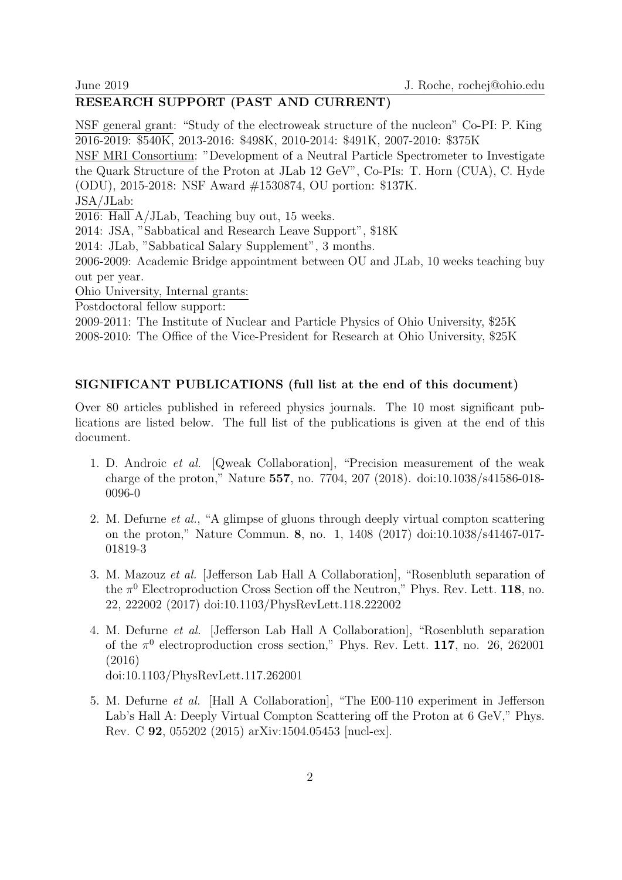## RESEARCH SUPPORT (PAST AND CURRENT)

NSF general grant: "Study of the electroweak structure of the nucleon" Co-PI: P. King
2016-2019: \$540K, 2013-2016: \$498K, 2010-2014: \$491K, 2007-2010: \$375K

NSF MRI Consortium: "Development of a Neutral Particle Spectrometer to Investigate the Quark Structure of the Proton at JLab 12 GeV", Co-PIs: T. Horn (CUA), C. Hyde (ODU), 2015-2018: NSF Award #1530874, OU portion: \$137K.

JSA/JLab:

2016: Hall A/JLab, Teaching buy out, 15 weeks.

2014: JSA, "Sabbatical and Research Leave Support", \$18K

2014: JLab, "Sabbatical Salary Supplement", 3 months.

2006-2009: Academic Bridge appointment between OU and JLab, 10 weeks teaching buy out per year.

Ohio University, Internal grants:

Postdoctoral fellow support:

2009-2011: The Institute of Nuclear and Particle Physics of Ohio University, \$25K

2008-2010: The Office of the Vice-President for Research at Ohio University, \$25K

## SIGNIFICANT PUBLICATIONS (full list at the end of this document)

Over 80 articles published in refereed physics journals. The 10 most significant publications are listed below. The full list of the publications is given at the end of this document.

1. D. Androic *et al.* [Qweak Collaboration], "Precision measurement of the weak charge of the proton," Nature **557**, no. 7704, 207 (2018). doi:10.1038/s41586-018-0096-0

2. M. Defurne *et al.*, "A glimpse of gluons through deeply virtual compton scattering on the proton," Nature Commun. **8**, no. 1, 1408 (2017) doi:10.1038/s41467-017-01819-3

3. M. Mazouz *et al.* [Jefferson Lab Hall A Collaboration], "Rosenbluth separation of the $\pi^0$ Electroproduction Cross Section off the Neutron," Phys. Rev. Lett. **118**, no. 22, 222002 (2017) doi:10.1103/PhysRevLett.118.222002

4. M. Defurne *et al.* [Jefferson Lab Hall A Collaboration], "Rosenbluth separation of the $\pi^0$ electroproduction cross section," Phys. Rev. Lett. **117**, no. 26, 262001 (2016)
doi:10.1103/PhysRevLett.117.262001

5. M. Defurne *et al.* [Hall A Collaboration], "The E00-110 experiment in Jefferson Lab's Hall A: Deeply Virtual Compton Scattering off the Proton at 6 GeV," Phys. Rev. C **92**, 055202 (2015) arXiv:1504.05453 [nucl-ex].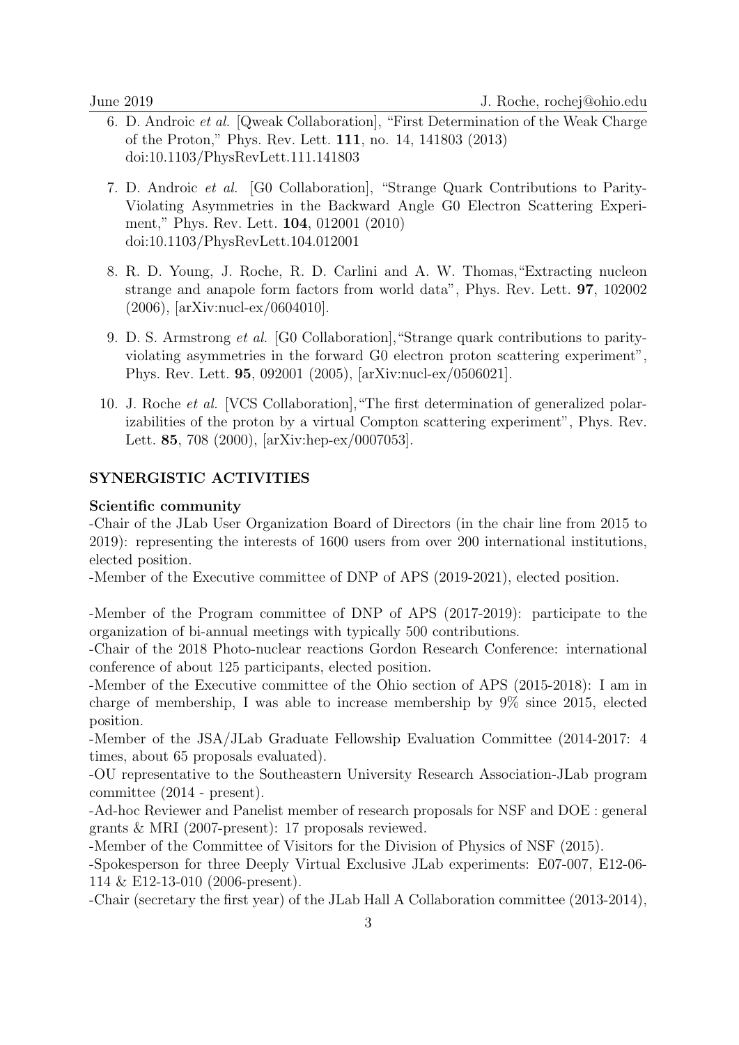6. D. Androic *et al.* [Qweak Collaboration], "First Determination of the Weak Charge of the Proton," Phys. Rev. Lett. **111**, no. 14, 141803 (2013) doi:10.1103/PhysRevLett.111.141803

7. D. Androic *et al.* [G0 Collaboration], "Strange Quark Contributions to Parity-Violating Asymmetries in the Backward Angle G0 Electron Scattering Experiment," Phys. Rev. Lett. **104**, 012001 (2010) doi:10.1103/PhysRevLett.104.012001

8. R. D. Young, J. Roche, R. D. Carlini and A. W. Thomas,"Extracting nucleon strange and anapole form factors from world data", Phys. Rev. Lett. **97**, 102002 (2006), [arXiv:nucl-ex/0604010].

9. D. S. Armstrong *et al.* [G0 Collaboration],"Strange quark contributions to parity-violating asymmetries in the forward G0 electron proton scattering experiment", Phys. Rev. Lett. **95**, 092001 (2005), [arXiv:nucl-ex/0506021].

10. J. Roche *et al.* [VCS Collaboration],"The first determination of generalized polarizabilities of the proton by a virtual Compton scattering experiment", Phys. Rev. Lett. **85**, 708 (2000), [arXiv:hep-ex/0007053].

## SYNERGISTIC ACTIVITIES

### Scientific community

-Chair of the JLab User Organization Board of Directors (in the chair line from 2015 to 2019): representing the interests of 1600 users from over 200 international institutions, elected position.

-Member of the Executive committee of DNP of APS (2019-2021), elected position.

-Member of the Program committee of DNP of APS (2017-2019): participate to the organization of bi-annual meetings with typically 500 contributions.

-Chair of the 2018 Photo-nuclear reactions Gordon Research Conference: international conference of about 125 participants, elected position.

-Member of the Executive committee of the Ohio section of APS (2015-2018): I am in charge of membership, I was able to increase membership by 9% since 2015, elected position.

-Member of the JSA/JLab Graduate Fellowship Evaluation Committee (2014-2017: 4 times, about 65 proposals evaluated).

-OU representative to the Southeastern University Research Association-JLab program committee (2014 - present).

-Ad-hoc Reviewer and Panelist member of research proposals for NSF and DOE : general grants & MRI (2007-present): 17 proposals reviewed.

-Member of the Committee of Visitors for the Division of Physics of NSF (2015).

-Spokesperson for three Deeply Virtual Exclusive JLab experiments: E07-007, E12-06-114 & E12-13-010 (2006-present).

-Chair (secretary the first year) of the JLab Hall A Collaboration committee (2013-2014),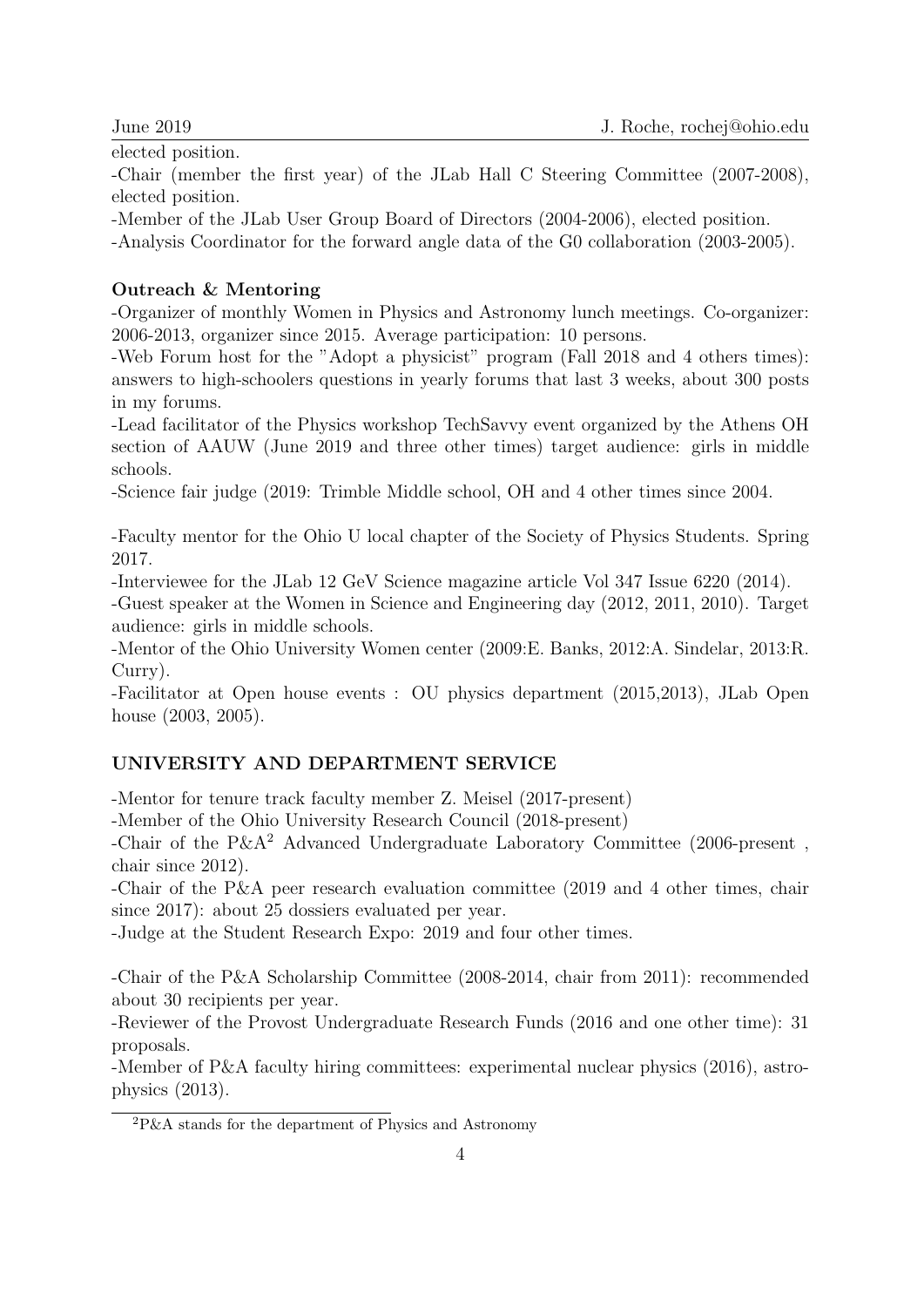elected position.

-Chair (member the first year) of the JLab Hall C Steering Committee (2007-2008), elected position.

-Member of the JLab User Group Board of Directors (2004-2006), elected position.

-Analysis Coordinator for the forward angle data of the G0 collaboration (2003-2005).

**Outreach & Mentoring**

-Organizer of monthly Women in Physics and Astronomy lunch meetings. Co-organizer: 2006-2013, organizer since 2015. Average participation: 10 persons.

-Web Forum host for the "Adopt a physicist" program (Fall 2018 and 4 others times): answers to high-schoolers questions in yearly forums that last 3 weeks, about 300 posts in my forums.

-Lead facilitator of the Physics workshop TechSavvy event organized by the Athens OH section of AAUW (June 2019 and three other times) target audience: girls in middle schools.

-Science fair judge (2019: Trimble Middle school, OH and 4 other times since 2004.

-Faculty mentor for the Ohio U local chapter of the Society of Physics Students. Spring 2017.

-Interviewee for the JLab 12 GeV Science magazine article Vol 347 Issue 6220 (2014).

-Guest speaker at the Women in Science and Engineering day (2012, 2011, 2010). Target audience: girls in middle schools.

-Mentor of the Ohio University Women center (2009:E. Banks, 2012:A. Sindelar, 2013:R. Curry).

-Facilitator at Open house events : OU physics department (2015,2013), JLab Open house (2003, 2005).

## UNIVERSITY AND DEPARTMENT SERVICE

-Mentor for tenure track faculty member Z. Meisel (2017-present)

-Member of the Ohio University Research Council (2018-present)

-Chair of the P&A[2] Advanced Undergraduate Laboratory Committee (2006-present , chair since 2012).

-Chair of the P&A peer research evaluation committee (2019 and 4 other times, chair since 2017): about 25 dossiers evaluated per year.

-Judge at the Student Research Expo: 2019 and four other times.

-Chair of the P&A Scholarship Committee (2008-2014, chair from 2011): recommended about 30 recipients per year.

-Reviewer of the Provost Undergraduate Research Funds (2016 and one other time): 31 proposals.

-Member of P&A faculty hiring committees: experimental nuclear physics (2016), astrophysics (2013).

[2]P&A stands for the department of Physics and Astronomy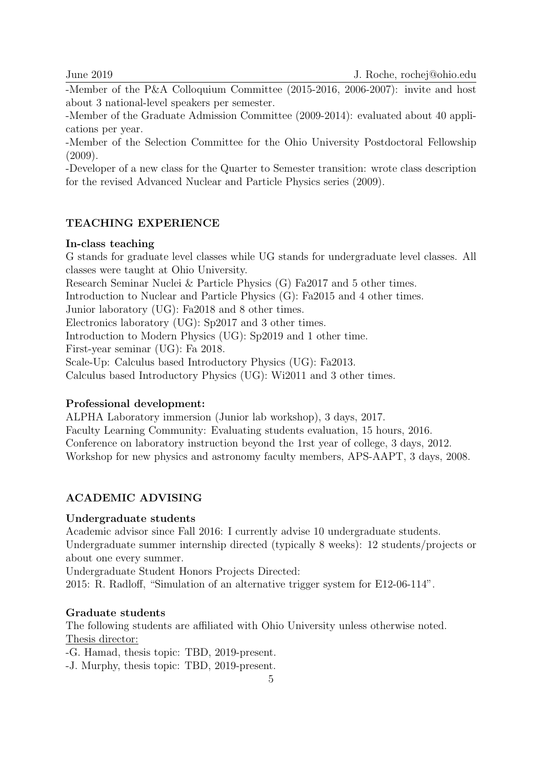-Member of the P&A Colloquium Committee (2015-2016, 2006-2007): invite and host about 3 national-level speakers per semester.

-Member of the Graduate Admission Committee (2009-2014): evaluated about 40 applications per year.

-Member of the Selection Committee for the Ohio University Postdoctoral Fellowship (2009).

-Developer of a new class for the Quarter to Semester transition: wrote class description for the revised Advanced Nuclear and Particle Physics series (2009).

## TEACHING EXPERIENCE

### In-class teaching

G stands for graduate level classes while UG stands for undergraduate level classes. All classes were taught at Ohio University.

Research Seminar Nuclei & Particle Physics (G) Fa2017 and 5 other times.

Introduction to Nuclear and Particle Physics (G): Fa2015 and 4 other times.

Junior laboratory (UG): Fa2018 and 8 other times.

Electronics laboratory (UG): Sp2017 and 3 other times.

Introduction to Modern Physics (UG): Sp2019 and 1 other time.

First-year seminar (UG): Fa 2018.

Scale-Up: Calculus based Introductory Physics (UG): Fa2013.

Calculus based Introductory Physics (UG): Wi2011 and 3 other times.

### Professional development:

ALPHA Laboratory immersion (Junior lab workshop), 3 days, 2017.

Faculty Learning Community: Evaluating students evaluation, 15 hours, 2016.

Conference on laboratory instruction beyond the 1rst year of college, 3 days, 2012.

Workshop for new physics and astronomy faculty members, APS-AAPT, 3 days, 2008.

## ACADEMIC ADVISING

### Undergraduate students

Academic advisor since Fall 2016: I currently advise 10 undergraduate students.

Undergraduate summer internship directed (typically 8 weeks): 12 students/projects or about one every summer.

Undergraduate Student Honors Projects Directed:

2015: R. Radloff, "Simulation of an alternative trigger system for E12-06-114".

### Graduate students

The following students are affiliated with Ohio University unless otherwise noted.

Thesis director:

-G. Hamad, thesis topic: TBD, 2019-present.

-J. Murphy, thesis topic: TBD, 2019-present.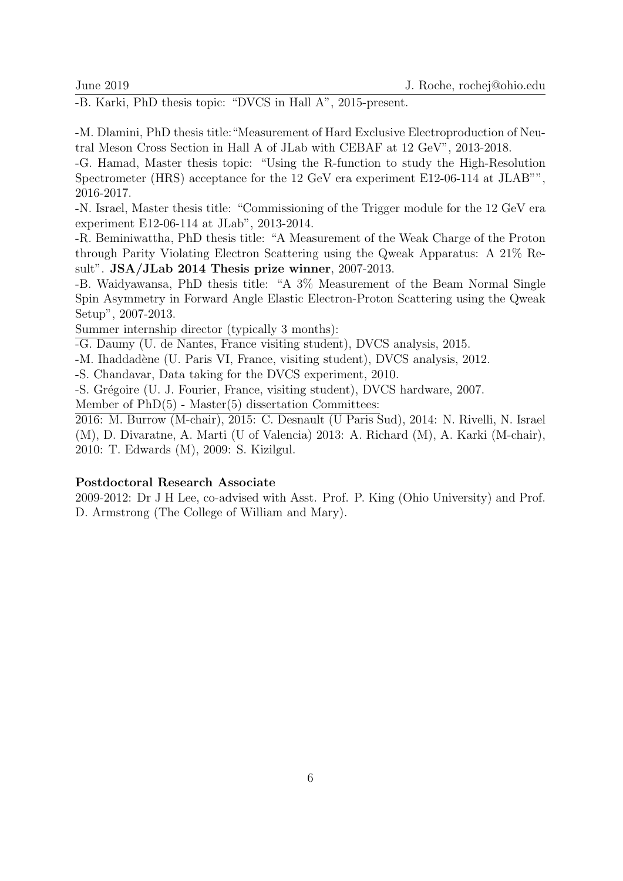-B. Karki, PhD thesis topic: "DVCS in Hall A", 2015-present.

-M. Dlamini, PhD thesis title:"Measurement of Hard Exclusive Electroproduction of Neutral Meson Cross Section in Hall A of JLab with CEBAF at 12 GeV", 2013-2018.
-G. Hamad, Master thesis topic: "Using the R-function to study the High-Resolution Spectrometer (HRS) acceptance for the 12 GeV era experiment E12-06-114 at JLAB"", 2016-2017.
-N. Israel, Master thesis title: "Commissioning of the Trigger module for the 12 GeV era experiment E12-06-114 at JLab", 2013-2014.
-R. Beminiwattha, PhD thesis title: "A Measurement of the Weak Charge of the Proton through Parity Violating Electron Scattering using the Qweak Apparatus: A 21% Result". **JSA/JLab 2014 Thesis prize winner**, 2007-2013.
-B. Waidyawansa, PhD thesis title: "A 3% Measurement of the Beam Normal Single Spin Asymmetry in Forward Angle Elastic Electron-Proton Scattering using the Qweak Setup", 2007-2013.

Summer internship director (typically 3 months):

-G. Daumy (U. de Nantes, France visiting student), DVCS analysis, 2015.
-M. Ihaddadène (U. Paris VI, France, visiting student), DVCS analysis, 2012.
-S. Chandavar, Data taking for the DVCS experiment, 2010.
-S. Grégoire (U. J. Fourier, France, visiting student), DVCS hardware, 2007.

Member of PhD(5) - Master(5) dissertation Committees:

2016: M. Burrow (M-chair), 2015: C. Desnault (U Paris Sud), 2014: N. Rivelli, N. Israel (M), D. Divaratne, A. Marti (U of Valencia) 2013: A. Richard (M), A. Karki (M-chair), 2010: T. Edwards (M), 2009: S. Kizilgul.

**Postdoctoral Research Associate**

2009-2012: Dr J H Lee, co-advised with Asst. Prof. P. King (Ohio University) and Prof. D. Armstrong (The College of William and Mary).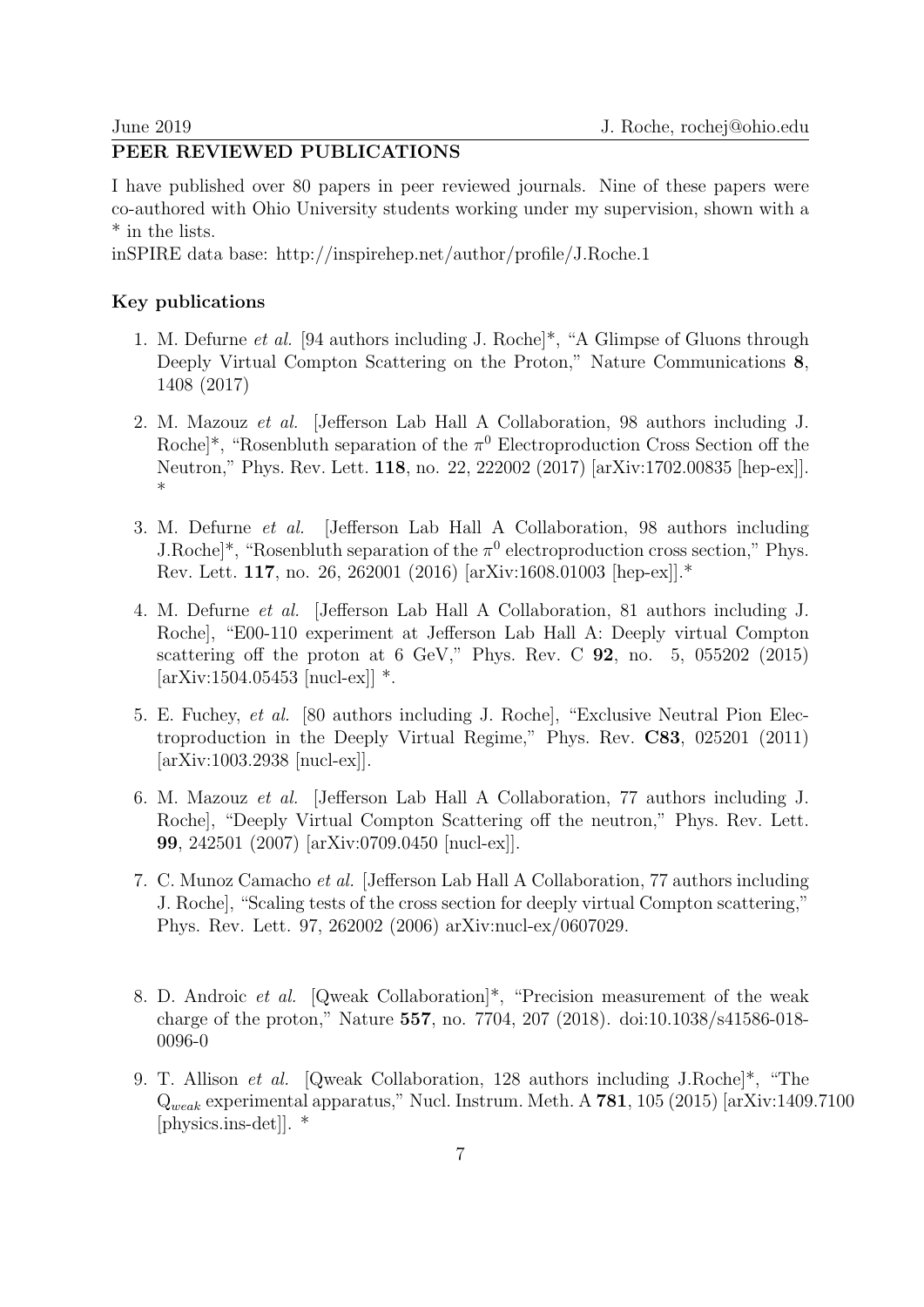## PEER REVIEWED PUBLICATIONS

I have published over 80 papers in peer reviewed journals. Nine of these papers were co-authored with Ohio University students working under my supervision, shown with a * in the lists.
inSPIRE data base: http://inspirehep.net/author/profile/J.Roche.1

### Key publications

1. M. Defurne *et al.* [94 authors including J. Roche]*, "A Glimpse of Gluons through Deeply Virtual Compton Scattering on the Proton," Nature Communications **8**, 1408 (2017)

2. M. Mazouz *et al.* [Jefferson Lab Hall A Collaboration, 98 authors including J. Roche]*, "Rosenbluth separation of the $\pi^0$ Electroproduction Cross Section off the Neutron," Phys. Rev. Lett. **118**, no. 22, 222002 (2017) [arXiv:1702.00835 [hep-ex]]. *

3. M. Defurne *et al.* [Jefferson Lab Hall A Collaboration, 98 authors including J.Roche]*, "Rosenbluth separation of the $\pi^0$ electroproduction cross section," Phys. Rev. Lett. **117**, no. 26, 262001 (2016) [arXiv:1608.01003 [hep-ex]].*

4. M. Defurne *et al.* [Jefferson Lab Hall A Collaboration, 81 authors including J. Roche], "E00-110 experiment at Jefferson Lab Hall A: Deeply virtual Compton scattering off the proton at 6 GeV," Phys. Rev. C **92**, no. 5, 055202 (2015) [arXiv:1504.05453 [nucl-ex]] *.

5. E. Fuchey, *et al.* [80 authors including J. Roche], "Exclusive Neutral Pion Electroproduction in the Deeply Virtual Regime," Phys. Rev. **C83**, 025201 (2011) [arXiv:1003.2938 [nucl-ex]].

6. M. Mazouz *et al.* [Jefferson Lab Hall A Collaboration, 77 authors including J. Roche], "Deeply Virtual Compton Scattering off the neutron," Phys. Rev. Lett. **99**, 242501 (2007) [arXiv:0709.0450 [nucl-ex]].

7. C. Munoz Camacho *et al.* [Jefferson Lab Hall A Collaboration, 77 authors including J. Roche], "Scaling tests of the cross section for deeply virtual Compton scattering," Phys. Rev. Lett. 97, 262002 (2006) arXiv:nucl-ex/0607029.

8. D. Androic *et al.* [Qweak Collaboration]*, "Precision measurement of the weak charge of the proton," Nature **557**, no. 7704, 207 (2018). doi:10.1038/s41586-018-0096-0

9. T. Allison *et al.* [Qweak Collaboration, 128 authors including J.Roche]*, "The $Q_{weak}$ experimental apparatus," Nucl. Instrum. Meth. A **781**, 105 (2015) [arXiv:1409.7100 [physics.ins-det]]. *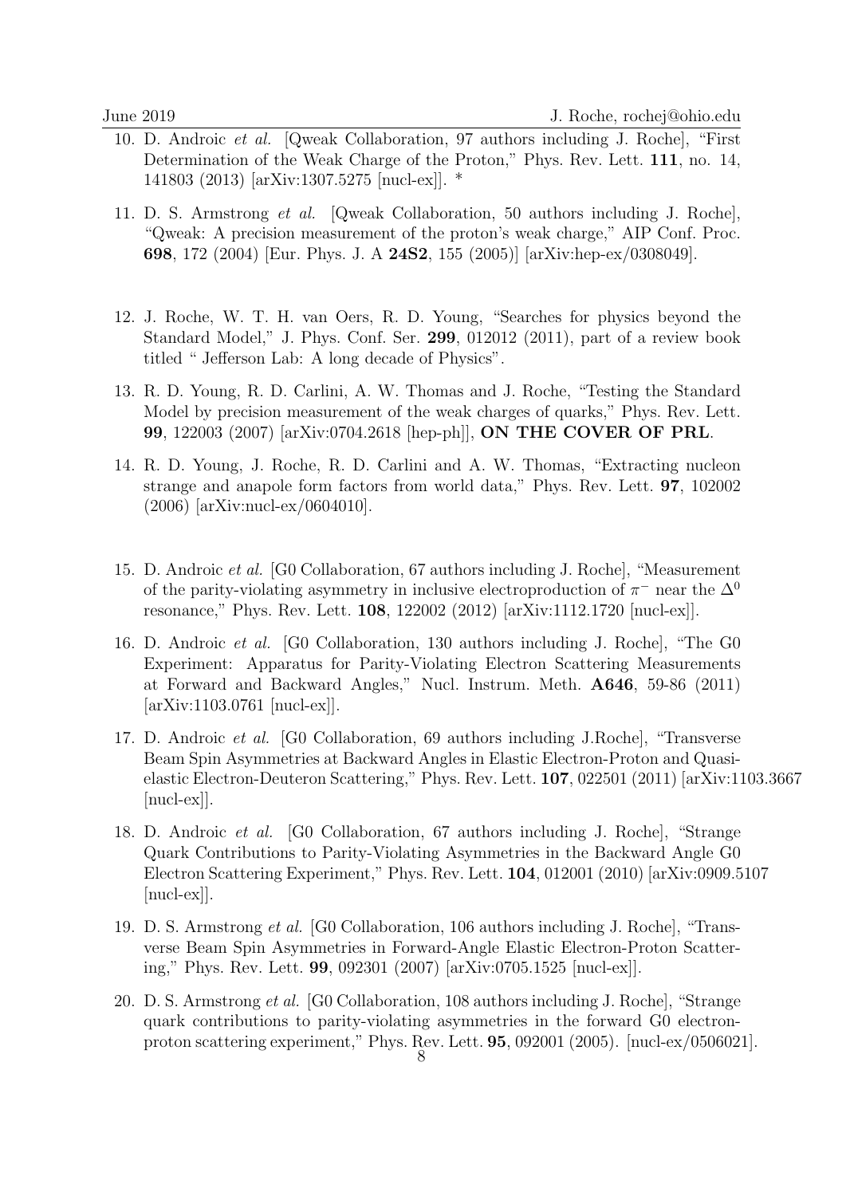10. D. Androic *et al.* [Qweak Collaboration, 97 authors including J. Roche], "First Determination of the Weak Charge of the Proton," Phys. Rev. Lett. **111**, no. 14, 141803 (2013) [arXiv:1307.5275 [nucl-ex]]. *

11. D. S. Armstrong *et al.* [Qweak Collaboration, 50 authors including J. Roche], "Qweak: A precision measurement of the proton's weak charge," AIP Conf. Proc. **698**, 172 (2004) [Eur. Phys. J. A **24S2**, 155 (2005)] [arXiv:hep-ex/0308049].

12. J. Roche, W. T. H. van Oers, R. D. Young, "Searches for physics beyond the Standard Model," J. Phys. Conf. Ser. **299**, 012012 (2011), part of a review book titled " Jefferson Lab: A long decade of Physics".

13. R. D. Young, R. D. Carlini, A. W. Thomas and J. Roche, "Testing the Standard Model by precision measurement of the weak charges of quarks," Phys. Rev. Lett. **99**, 122003 (2007) [arXiv:0704.2618 [hep-ph]], **ON THE COVER OF PRL**.

14. R. D. Young, J. Roche, R. D. Carlini and A. W. Thomas, "Extracting nucleon strange and anapole form factors from world data," Phys. Rev. Lett. **97**, 102002 (2006) [arXiv:nucl-ex/0604010].

15. D. Androic *et al.* [G0 Collaboration, 67 authors including J. Roche], "Measurement of the parity-violating asymmetry in inclusive electroproduction of $\pi^-$ near the $\Delta^0$ resonance," Phys. Rev. Lett. **108**, 122002 (2012) [arXiv:1112.1720 [nucl-ex]].

16. D. Androic *et al.* [G0 Collaboration, 130 authors including J. Roche], "The G0 Experiment: Apparatus for Parity-Violating Electron Scattering Measurements at Forward and Backward Angles," Nucl. Instrum. Meth. **A646**, 59-86 (2011) [arXiv:1103.0761 [nucl-ex]].

17. D. Androic *et al.* [G0 Collaboration, 69 authors including J.Roche], "Transverse Beam Spin Asymmetries at Backward Angles in Elastic Electron-Proton and Quasi-elastic Electron-Deuteron Scattering," Phys. Rev. Lett. **107**, 022501 (2011) [arXiv:1103.3667 [nucl-ex]].

18. D. Androic *et al.* [G0 Collaboration, 67 authors including J. Roche], "Strange Quark Contributions to Parity-Violating Asymmetries in the Backward Angle G0 Electron Scattering Experiment," Phys. Rev. Lett. **104**, 012001 (2010) [arXiv:0909.5107 [nucl-ex]].

19. D. S. Armstrong *et al.* [G0 Collaboration, 106 authors including J. Roche], "Transverse Beam Spin Asymmetries in Forward-Angle Elastic Electron-Proton Scattering," Phys. Rev. Lett. **99**, 092301 (2007) [arXiv:0705.1525 [nucl-ex]].

20. D. S. Armstrong *et al.* [G0 Collaboration, 108 authors including J. Roche], "Strange quark contributions to parity-violating asymmetries in the forward G0 electron-proton scattering experiment," Phys. Rev. Lett. **95**, 092001 (2005). [nucl-ex/0506021].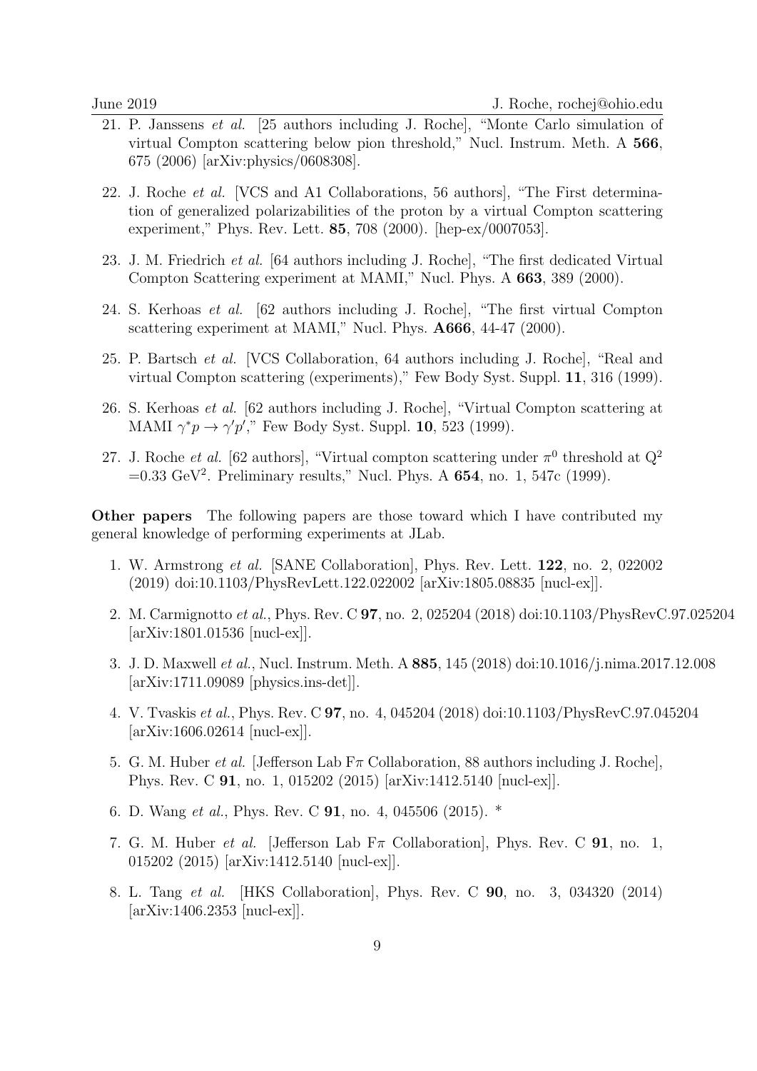21. P. Janssens *et al.* [25 authors including J. Roche], "Monte Carlo simulation of virtual Compton scattering below pion threshold," Nucl. Instrum. Meth. A **566**, 675 (2006) [arXiv:physics/0608308].

22. J. Roche *et al.* [VCS and A1 Collaborations, 56 authors], "The First determination of generalized polarizabilities of the proton by a virtual Compton scattering experiment," Phys. Rev. Lett. **85**, 708 (2000). [hep-ex/0007053].

23. J. M. Friedrich *et al.* [64 authors including J. Roche], "The first dedicated Virtual Compton Scattering experiment at MAMI," Nucl. Phys. A **663**, 389 (2000).

24. S. Kerhoas *et al.* [62 authors including J. Roche], "The first virtual Compton scattering experiment at MAMI," Nucl. Phys. **A666**, 44-47 (2000).

25. P. Bartsch *et al.* [VCS Collaboration, 64 authors including J. Roche], "Real and virtual Compton scattering (experiments)," Few Body Syst. Suppl. **11**, 316 (1999).

26. S. Kerhoas *et al.* [62 authors including J. Roche], "Virtual Compton scattering at MAMI $\gamma^* p \to \gamma' p'$," Few Body Syst. Suppl. **10**, 523 (1999).

27. J. Roche *et al.* [62 authors], "Virtual compton scattering under $\pi^0$ threshold at $Q^2 = 0.33$ GeV$^2$. Preliminary results," Nucl. Phys. A **654**, no. 1, 547c (1999).

**Other papers** The following papers are those toward which I have contributed my general knowledge of performing experiments at JLab.

1. W. Armstrong *et al.* [SANE Collaboration], Phys. Rev. Lett. **122**, no. 2, 022002 (2019) doi:10.1103/PhysRevLett.122.022002 [arXiv:1805.08835 [nucl-ex]].

2. M. Carmignotto *et al.*, Phys. Rev. C **97**, no. 2, 025204 (2018) doi:10.1103/PhysRevC.97.025204 [arXiv:1801.01536 [nucl-ex]].

3. J. D. Maxwell *et al.*, Nucl. Instrum. Meth. A **885**, 145 (2018) doi:10.1016/j.nima.2017.12.008 [arXiv:1711.09089 [physics.ins-det]].

4. V. Tvaskis *et al.*, Phys. Rev. C **97**, no. 4, 045204 (2018) doi:10.1103/PhysRevC.97.045204 [arXiv:1606.02614 [nucl-ex]].

5. G. M. Huber *et al.* [Jefferson Lab F$\pi$ Collaboration, 88 authors including J. Roche], Phys. Rev. C **91**, no. 1, 015202 (2015) [arXiv:1412.5140 [nucl-ex]].

6. D. Wang *et al.*, Phys. Rev. C **91**, no. 4, 045506 (2015). *

7. G. M. Huber *et al.* [Jefferson Lab F$\pi$ Collaboration], Phys. Rev. C **91**, no. 1, 015202 (2015) [arXiv:1412.5140 [nucl-ex]].

8. L. Tang *et al.* [HKS Collaboration], Phys. Rev. C **90**, no. 3, 034320 (2014) [arXiv:1406.2353 [nucl-ex]].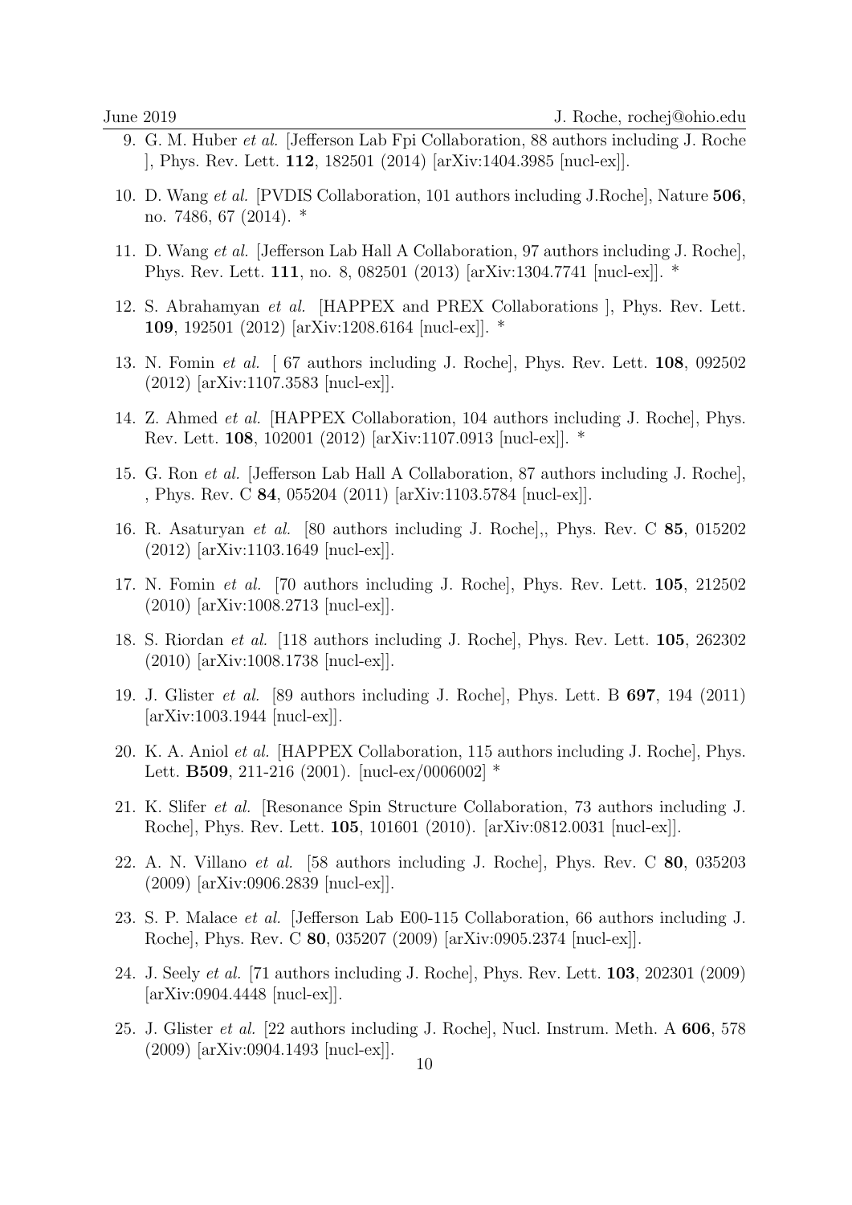9. G. M. Huber *et al.* [Jefferson Lab Fpi Collaboration, 88 authors including J. Roche ], Phys. Rev. Lett. **112**, 182501 (2014) [arXiv:1404.3985 [nucl-ex]].

10. D. Wang *et al.* [PVDIS Collaboration, 101 authors including J.Roche], Nature **506**, no. 7486, 67 (2014). *

11. D. Wang *et al.* [Jefferson Lab Hall A Collaboration, 97 authors including J. Roche], Phys. Rev. Lett. **111**, no. 8, 082501 (2013) [arXiv:1304.7741 [nucl-ex]]. *

12. S. Abrahamyan *et al.* [HAPPEX and PREX Collaborations ], Phys. Rev. Lett. **109**, 192501 (2012) [arXiv:1208.6164 [nucl-ex]]. *

13. N. Fomin *et al.* [ 67 authors including J. Roche], Phys. Rev. Lett. **108**, 092502 (2012) [arXiv:1107.3583 [nucl-ex]].

14. Z. Ahmed *et al.* [HAPPEX Collaboration, 104 authors including J. Roche], Phys. Rev. Lett. **108**, 102001 (2012) [arXiv:1107.0913 [nucl-ex]]. *

15. G. Ron *et al.* [Jefferson Lab Hall A Collaboration, 87 authors including J. Roche], , Phys. Rev. C **84**, 055204 (2011) [arXiv:1103.5784 [nucl-ex]].

16. R. Asaturyan *et al.* [80 authors including J. Roche],, Phys. Rev. C **85**, 015202 (2012) [arXiv:1103.1649 [nucl-ex]].

17. N. Fomin *et al.* [70 authors including J. Roche], Phys. Rev. Lett. **105**, 212502 (2010) [arXiv:1008.2713 [nucl-ex]].

18. S. Riordan *et al.* [118 authors including J. Roche], Phys. Rev. Lett. **105**, 262302 (2010) [arXiv:1008.1738 [nucl-ex]].

19. J. Glister *et al.* [89 authors including J. Roche], Phys. Lett. B **697**, 194 (2011) [arXiv:1003.1944 [nucl-ex]].

20. K. A. Aniol *et al.* [HAPPEX Collaboration, 115 authors including J. Roche], Phys. Lett. **B509**, 211-216 (2001). [nucl-ex/0006002] *

21. K. Slifer *et al.* [Resonance Spin Structure Collaboration, 73 authors including J. Roche], Phys. Rev. Lett. **105**, 101601 (2010). [arXiv:0812.0031 [nucl-ex]].

22. A. N. Villano *et al.* [58 authors including J. Roche], Phys. Rev. C **80**, 035203 (2009) [arXiv:0906.2839 [nucl-ex]].

23. S. P. Malace *et al.* [Jefferson Lab E00-115 Collaboration, 66 authors including J. Roche], Phys. Rev. C **80**, 035207 (2009) [arXiv:0905.2374 [nucl-ex]].

24. J. Seely *et al.* [71 authors including J. Roche], Phys. Rev. Lett. **103**, 202301 (2009) [arXiv:0904.4448 [nucl-ex]].

25. J. Glister *et al.* [22 authors including J. Roche], Nucl. Instrum. Meth. A **606**, 578 (2009) [arXiv:0904.1493 [nucl-ex]].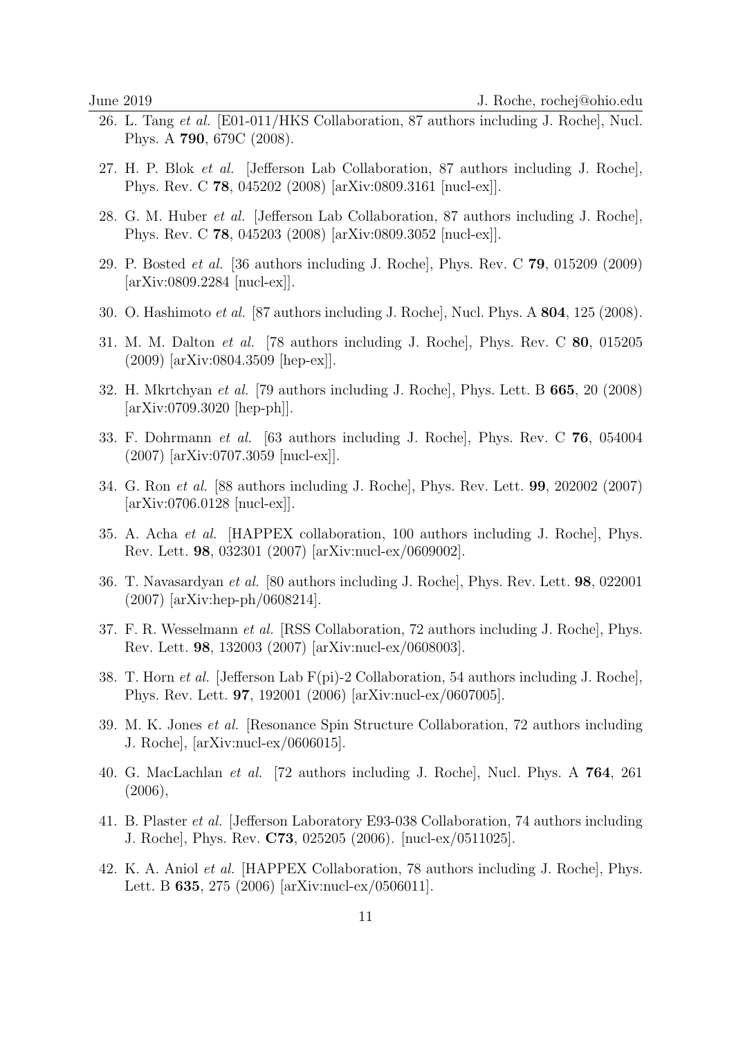26. L. Tang *et al.* [E01-011/HKS Collaboration, 87 authors including J. Roche], Nucl. Phys. A **790**, 679C (2008).

27. H. P. Blok *et al.* [Jefferson Lab Collaboration, 87 authors including J. Roche], Phys. Rev. C **78**, 045202 (2008) [arXiv:0809.3161 [nucl-ex]].

28. G. M. Huber *et al.* [Jefferson Lab Collaboration, 87 authors including J. Roche], Phys. Rev. C **78**, 045203 (2008) [arXiv:0809.3052 [nucl-ex]].

29. P. Bosted *et al.* [36 authors including J. Roche], Phys. Rev. C **79**, 015209 (2009) [arXiv:0809.2284 [nucl-ex]].

30. O. Hashimoto *et al.* [87 authors including J. Roche], Nucl. Phys. A **804**, 125 (2008).

31. M. M. Dalton *et al.* [78 authors including J. Roche], Phys. Rev. C **80**, 015205 (2009) [arXiv:0804.3509 [hep-ex]].

32. H. Mkrtchyan *et al.* [79 authors including J. Roche], Phys. Lett. B **665**, 20 (2008) [arXiv:0709.3020 [hep-ph]].

33. F. Dohrmann *et al.* [63 authors including J. Roche], Phys. Rev. C **76**, 054004 (2007) [arXiv:0707.3059 [nucl-ex]].

34. G. Ron *et al.* [88 authors including J. Roche], Phys. Rev. Lett. **99**, 202002 (2007) [arXiv:0706.0128 [nucl-ex]].

35. A. Acha *et al.* [HAPPEX collaboration, 100 authors including J. Roche], Phys. Rev. Lett. **98**, 032301 (2007) [arXiv:nucl-ex/0609002].

36. T. Navasardyan *et al.* [80 authors including J. Roche], Phys. Rev. Lett. **98**, 022001 (2007) [arXiv:hep-ph/0608214].

37. F. R. Wesselmann *et al.* [RSS Collaboration, 72 authors including J. Roche], Phys. Rev. Lett. **98**, 132003 (2007) [arXiv:nucl-ex/0608003].

38. T. Horn *et al.* [Jefferson Lab F(pi)-2 Collaboration, 54 authors including J. Roche], Phys. Rev. Lett. **97**, 192001 (2006) [arXiv:nucl-ex/0607005].

39. M. K. Jones *et al.* [Resonance Spin Structure Collaboration, 72 authors including J. Roche], [arXiv:nucl-ex/0606015].

40. G. MacLachlan *et al.* [72 authors including J. Roche], Nucl. Phys. A **764**, 261 (2006),

41. B. Plaster *et al.* [Jefferson Laboratory E93-038 Collaboration, 74 authors including J. Roche], Phys. Rev. **C73**, 025205 (2006). [nucl-ex/0511025].

42. K. A. Aniol *et al.* [HAPPEX Collaboration, 78 authors including J. Roche], Phys. Lett. B **635**, 275 (2006) [arXiv:nucl-ex/0506011].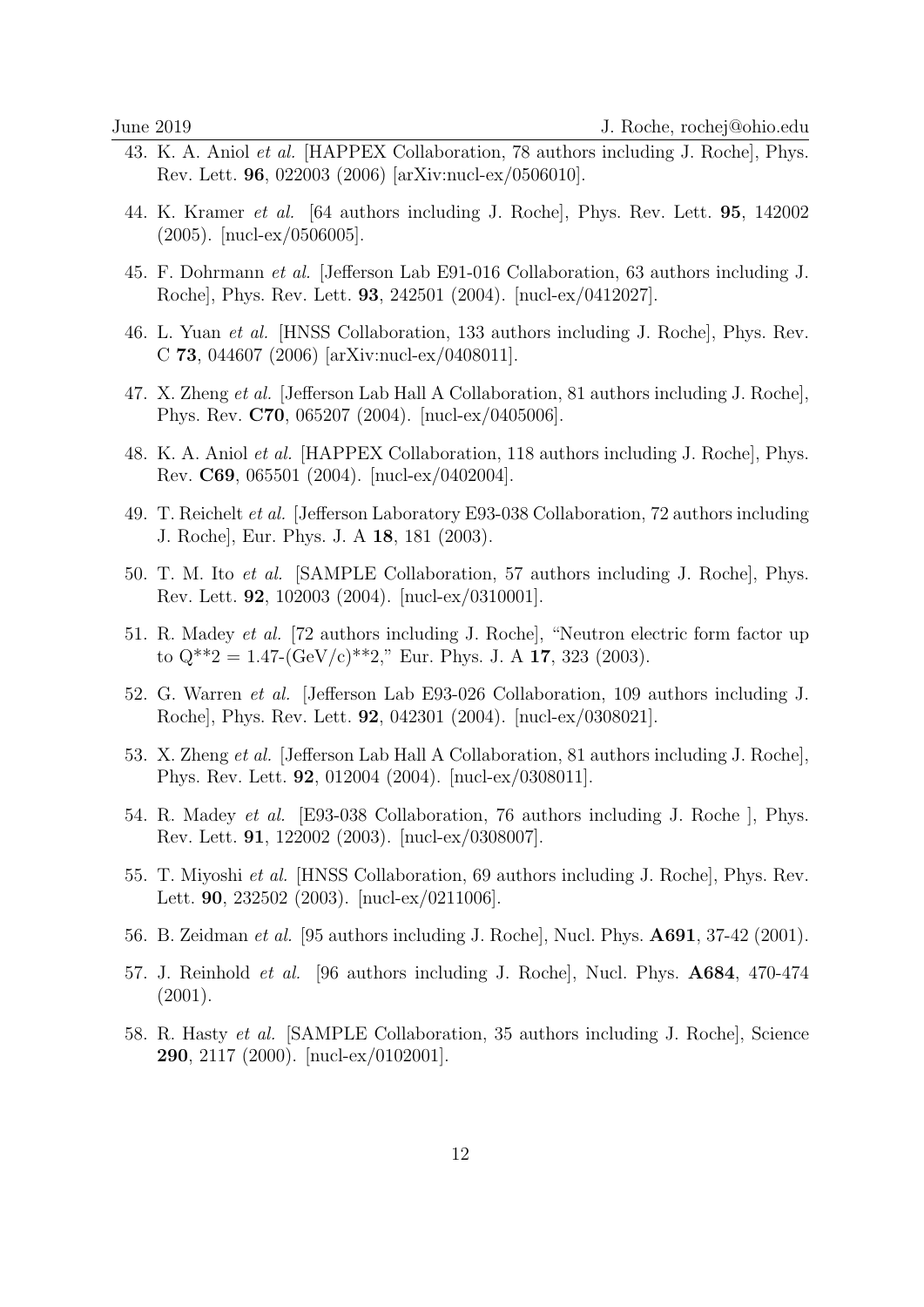43. K. A. Aniol *et al.* [HAPPEX Collaboration, 78 authors including J. Roche], Phys. Rev. Lett. **96**, 022003 (2006) [arXiv:nucl-ex/0506010].

44. K. Kramer *et al.* [64 authors including J. Roche], Phys. Rev. Lett. **95**, 142002 (2005). [nucl-ex/0506005].

45. F. Dohrmann *et al.* [Jefferson Lab E91-016 Collaboration, 63 authors including J. Roche], Phys. Rev. Lett. **93**, 242501 (2004). [nucl-ex/0412027].

46. L. Yuan *et al.* [HNSS Collaboration, 133 authors including J. Roche], Phys. Rev. C **73**, 044607 (2006) [arXiv:nucl-ex/0408011].

47. X. Zheng *et al.* [Jefferson Lab Hall A Collaboration, 81 authors including J. Roche], Phys. Rev. **C70**, 065207 (2004). [nucl-ex/0405006].

48. K. A. Aniol *et al.* [HAPPEX Collaboration, 118 authors including J. Roche], Phys. Rev. **C69**, 065501 (2004). [nucl-ex/0402004].

49. T. Reichelt *et al.* [Jefferson Laboratory E93-038 Collaboration, 72 authors including J. Roche], Eur. Phys. J. A **18**, 181 (2003).

50. T. M. Ito *et al.* [SAMPLE Collaboration, 57 authors including J. Roche], Phys. Rev. Lett. **92**, 102003 (2004). [nucl-ex/0310001].

51. R. Madey *et al.* [72 authors including J. Roche], "Neutron electric form factor up to Q**2 = 1.47-(GeV/c)**2," Eur. Phys. J. A **17**, 323 (2003).

52. G. Warren *et al.* [Jefferson Lab E93-026 Collaboration, 109 authors including J. Roche], Phys. Rev. Lett. **92**, 042301 (2004). [nucl-ex/0308021].

53. X. Zheng *et al.* [Jefferson Lab Hall A Collaboration, 81 authors including J. Roche], Phys. Rev. Lett. **92**, 012004 (2004). [nucl-ex/0308011].

54. R. Madey *et al.* [E93-038 Collaboration, 76 authors including J. Roche ], Phys. Rev. Lett. **91**, 122002 (2003). [nucl-ex/0308007].

55. T. Miyoshi *et al.* [HNSS Collaboration, 69 authors including J. Roche], Phys. Rev. Lett. **90**, 232502 (2003). [nucl-ex/0211006].

56. B. Zeidman *et al.* [95 authors including J. Roche], Nucl. Phys. **A691**, 37-42 (2001).

57. J. Reinhold *et al.* [96 authors including J. Roche], Nucl. Phys. **A684**, 470-474 (2001).

58. R. Hasty *et al.* [SAMPLE Collaboration, 35 authors including J. Roche], Science **290**, 2117 (2000). [nucl-ex/0102001].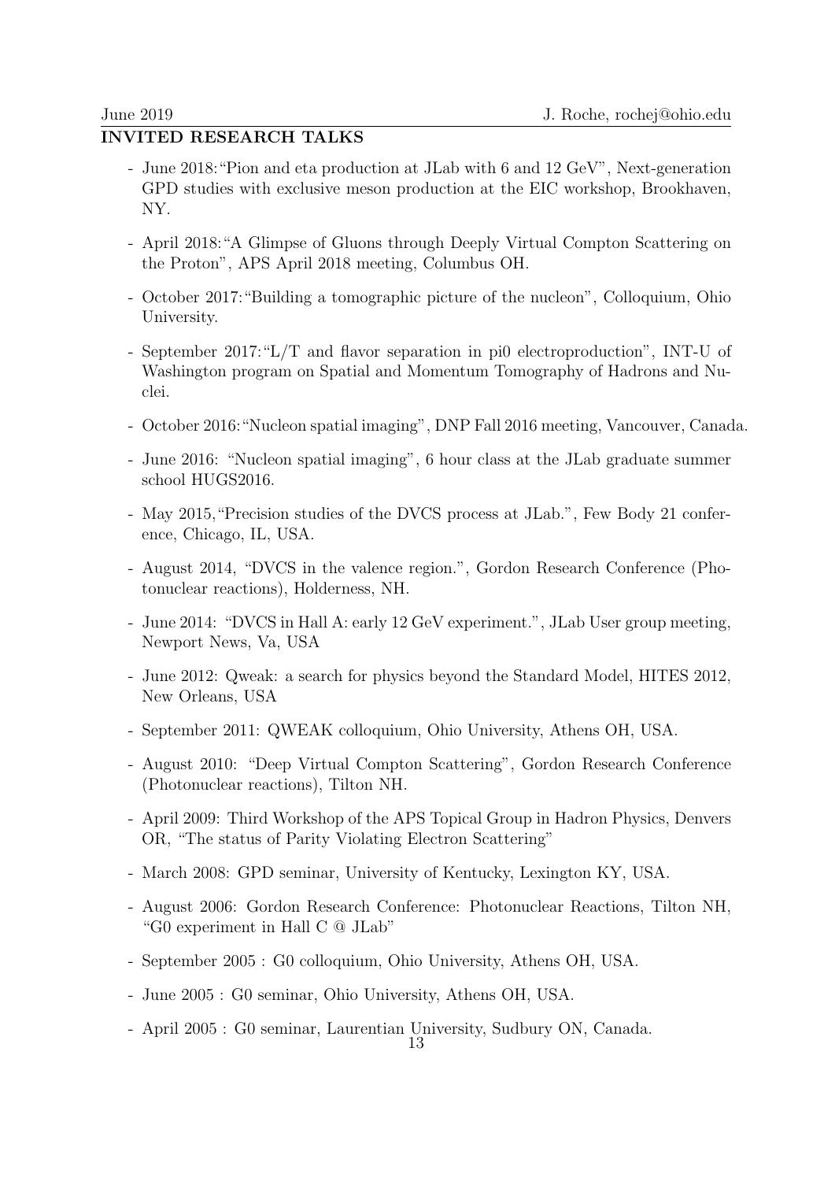## INVITED RESEARCH TALKS

- June 2018:"Pion and eta production at JLab with 6 and 12 GeV", Next-generation GPD studies with exclusive meson production at the EIC workshop, Brookhaven, NY.
- April 2018:"A Glimpse of Gluons through Deeply Virtual Compton Scattering on the Proton", APS April 2018 meeting, Columbus OH.
- October 2017:"Building a tomographic picture of the nucleon", Colloquium, Ohio University.
- September 2017:"L/T and flavor separation in pi0 electroproduction", INT-U of Washington program on Spatial and Momentum Tomography of Hadrons and Nuclei.
- October 2016:"Nucleon spatial imaging", DNP Fall 2016 meeting, Vancouver, Canada.
- June 2016: "Nucleon spatial imaging", 6 hour class at the JLab graduate summer school HUGS2016.
- May 2015,"Precision studies of the DVCS process at JLab.", Few Body 21 conference, Chicago, IL, USA.
- August 2014, "DVCS in the valence region.", Gordon Research Conference (Photonuclear reactions), Holderness, NH.
- June 2014: "DVCS in Hall A: early 12 GeV experiment.", JLab User group meeting, Newport News, Va, USA
- June 2012: Qweak: a search for physics beyond the Standard Model, HITES 2012, New Orleans, USA
- September 2011: QWEAK colloquium, Ohio University, Athens OH, USA.
- August 2010: "Deep Virtual Compton Scattering", Gordon Research Conference (Photonuclear reactions), Tilton NH.
- April 2009: Third Workshop of the APS Topical Group in Hadron Physics, Denvers OR, "The status of Parity Violating Electron Scattering"
- March 2008: GPD seminar, University of Kentucky, Lexington KY, USA.
- August 2006: Gordon Research Conference: Photonuclear Reactions, Tilton NH, "G0 experiment in Hall C @ JLab"
- September 2005 : G0 colloquium, Ohio University, Athens OH, USA.
- June 2005 : G0 seminar, Ohio University, Athens OH, USA.
- April 2005 : G0 seminar, Laurentian University, Sudbury ON, Canada.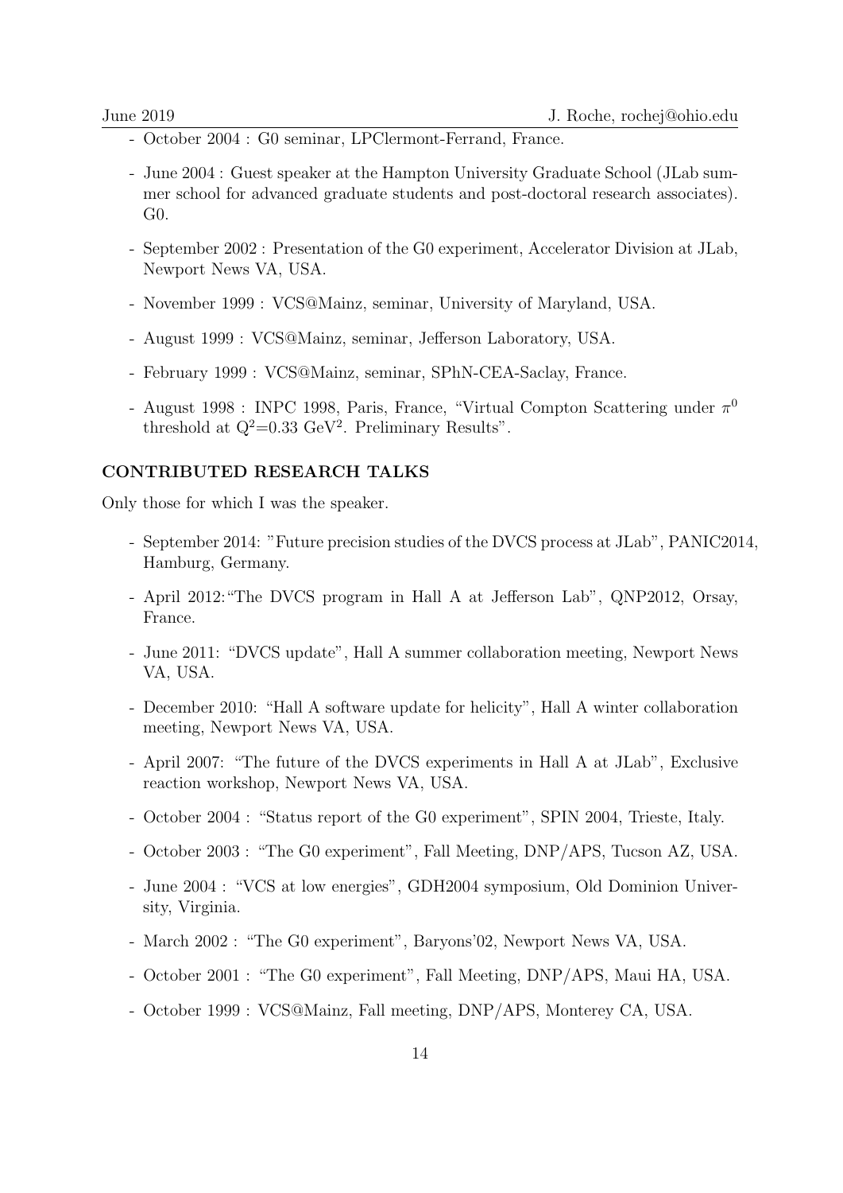- October 2004 : G0 seminar, LPClermont-Ferrand, France.

- June 2004 : Guest speaker at the Hampton University Graduate School (JLab summer school for advanced graduate students and post-doctoral research associates). G0.

- September 2002 : Presentation of the G0 experiment, Accelerator Division at JLab, Newport News VA, USA.

- November 1999 : VCS@Mainz, seminar, University of Maryland, USA.

- August 1999 : VCS@Mainz, seminar, Jefferson Laboratory, USA.

- February 1999 : VCS@Mainz, seminar, SPhN-CEA-Saclay, France.

- August 1998 : INPC 1998, Paris, France, "Virtual Compton Scattering under $\pi^0$ threshold at $Q^2$=0.33 $GeV^2$. Preliminary Results".

### CONTRIBUTED RESEARCH TALKS

Only those for which I was the speaker.

- September 2014: "Future precision studies of the DVCS process at JLab", PANIC2014, Hamburg, Germany.

- April 2012:"The DVCS program in Hall A at Jefferson Lab", QNP2012, Orsay, France.

- June 2011: "DVCS update", Hall A summer collaboration meeting, Newport News VA, USA.

- December 2010: "Hall A software update for helicity", Hall A winter collaboration meeting, Newport News VA, USA.

- April 2007: "The future of the DVCS experiments in Hall A at JLab", Exclusive reaction workshop, Newport News VA, USA.

- October 2004 : "Status report of the G0 experiment", SPIN 2004, Trieste, Italy.

- October 2003 : "The G0 experiment", Fall Meeting, DNP/APS, Tucson AZ, USA.

- June 2004 : "VCS at low energies", GDH2004 symposium, Old Dominion University, Virginia.

- March 2002 : "The G0 experiment", Baryons'02, Newport News VA, USA.

- October 2001 : "The G0 experiment", Fall Meeting, DNP/APS, Maui HA, USA.

- October 1999 : VCS@Mainz, Fall meeting, DNP/APS, Monterey CA, USA.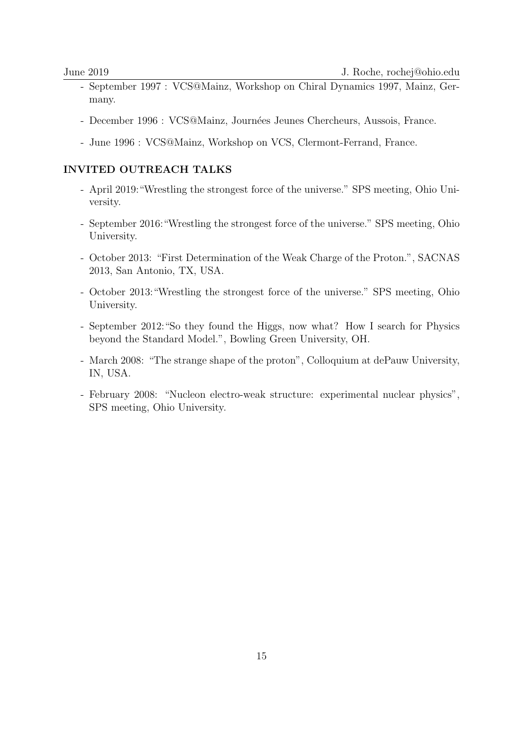- September 1997 : VCS@Mainz, Workshop on Chiral Dynamics 1997, Mainz, Germany.

- December 1996 : VCS@Mainz, Journées Jeunes Chercheurs, Aussois, France.

- June 1996 : VCS@Mainz, Workshop on VCS, Clermont-Ferrand, France.

**INVITED OUTREACH TALKS**

- April 2019: "Wrestling the strongest force of the universe." SPS meeting, Ohio University.

- September 2016: "Wrestling the strongest force of the universe." SPS meeting, Ohio University.

- October 2013: "First Determination of the Weak Charge of the Proton.", SACNAS 2013, San Antonio, TX, USA.

- October 2013: "Wrestling the strongest force of the universe." SPS meeting, Ohio University.

- September 2012: "So they found the Higgs, now what? How I search for Physics beyond the Standard Model.", Bowling Green University, OH.

- March 2008: "The strange shape of the proton", Colloquium at dePauw University, IN, USA.

- February 2008: "Nucleon electro-weak structure: experimental nuclear physics", SPS meeting, Ohio University.